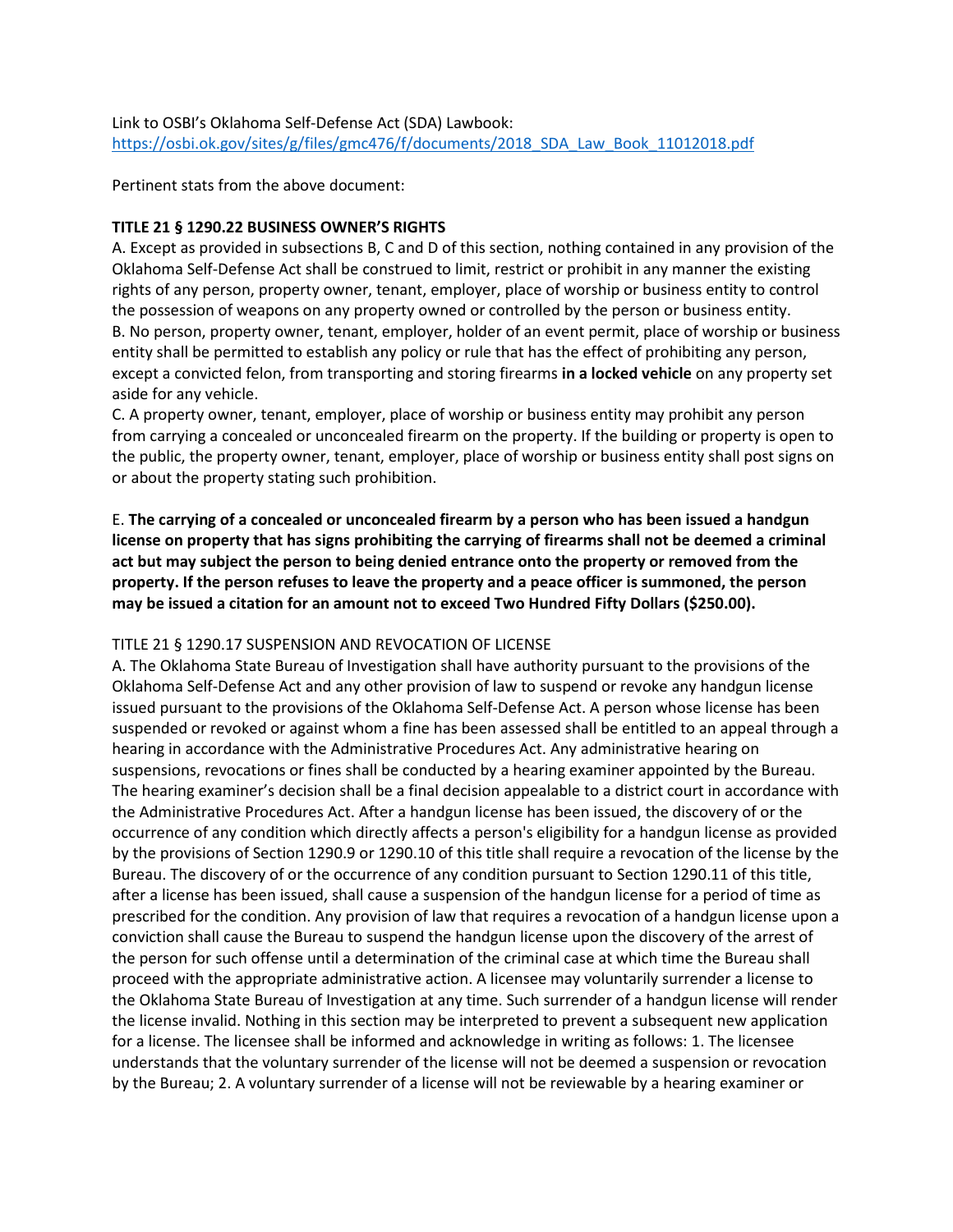Link to OSBI's Oklahoma Self-Defense Act (SDA) Lawbook:
https://osbi.ok.gov/sites/g/files/gmc476/f/documents/2018_SDA_Law_Book_11012018.pdf

Pertinent stats from the above document:

**TITLE 21 § 1290.22 BUSINESS OWNER'S RIGHTS**

A. Except as provided in subsections B, C and D of this section, nothing contained in any provision of the Oklahoma Self-Defense Act shall be construed to limit, restrict or prohibit in any manner the existing rights of any person, property owner, tenant, employer, place of worship or business entity to control the possession of weapons on any property owned or controlled by the person or business entity.

B. No person, property owner, tenant, employer, holder of an event permit, place of worship or business entity shall be permitted to establish any policy or rule that has the effect of prohibiting any person, except a convicted felon, from transporting and storing firearms **in a locked vehicle** on any property set aside for any vehicle.

C. A property owner, tenant, employer, place of worship or business entity may prohibit any person from carrying a concealed or unconcealed firearm on the property. If the building or property is open to the public, the property owner, tenant, employer, place of worship or business entity shall post signs on or about the property stating such prohibition.

E. **The carrying of a concealed or unconcealed firearm by a person who has been issued a handgun license on property that has signs prohibiting the carrying of firearms shall not be deemed a criminal act but may subject the person to being denied entrance onto the property or removed from the property. If the person refuses to leave the property and a peace officer is summoned, the person may be issued a citation for an amount not to exceed Two Hundred Fifty Dollars ($250.00).**

TITLE 21 § 1290.17 SUSPENSION AND REVOCATION OF LICENSE

A. The Oklahoma State Bureau of Investigation shall have authority pursuant to the provisions of the Oklahoma Self-Defense Act and any other provision of law to suspend or revoke any handgun license issued pursuant to the provisions of the Oklahoma Self-Defense Act. A person whose license has been suspended or revoked or against whom a fine has been assessed shall be entitled to an appeal through a hearing in accordance with the Administrative Procedures Act. Any administrative hearing on suspensions, revocations or fines shall be conducted by a hearing examiner appointed by the Bureau. The hearing examiner's decision shall be a final decision appealable to a district court in accordance with the Administrative Procedures Act. After a handgun license has been issued, the discovery of or the occurrence of any condition which directly affects a person's eligibility for a handgun license as provided by the provisions of Section 1290.9 or 1290.10 of this title shall require a revocation of the license by the Bureau. The discovery of or the occurrence of any condition pursuant to Section 1290.11 of this title, after a license has been issued, shall cause a suspension of the handgun license for a period of time as prescribed for the condition. Any provision of law that requires a revocation of a handgun license upon a conviction shall cause the Bureau to suspend the handgun license upon the discovery of the arrest of the person for such offense until a determination of the criminal case at which time the Bureau shall proceed with the appropriate administrative action. A licensee may voluntarily surrender a license to the Oklahoma State Bureau of Investigation at any time. Such surrender of a handgun license will render the license invalid. Nothing in this section may be interpreted to prevent a subsequent new application for a license. The licensee shall be informed and acknowledge in writing as follows: 1. The licensee understands that the voluntary surrender of the license will not be deemed a suspension or revocation by the Bureau; 2. A voluntary surrender of a license will not be reviewable by a hearing examiner or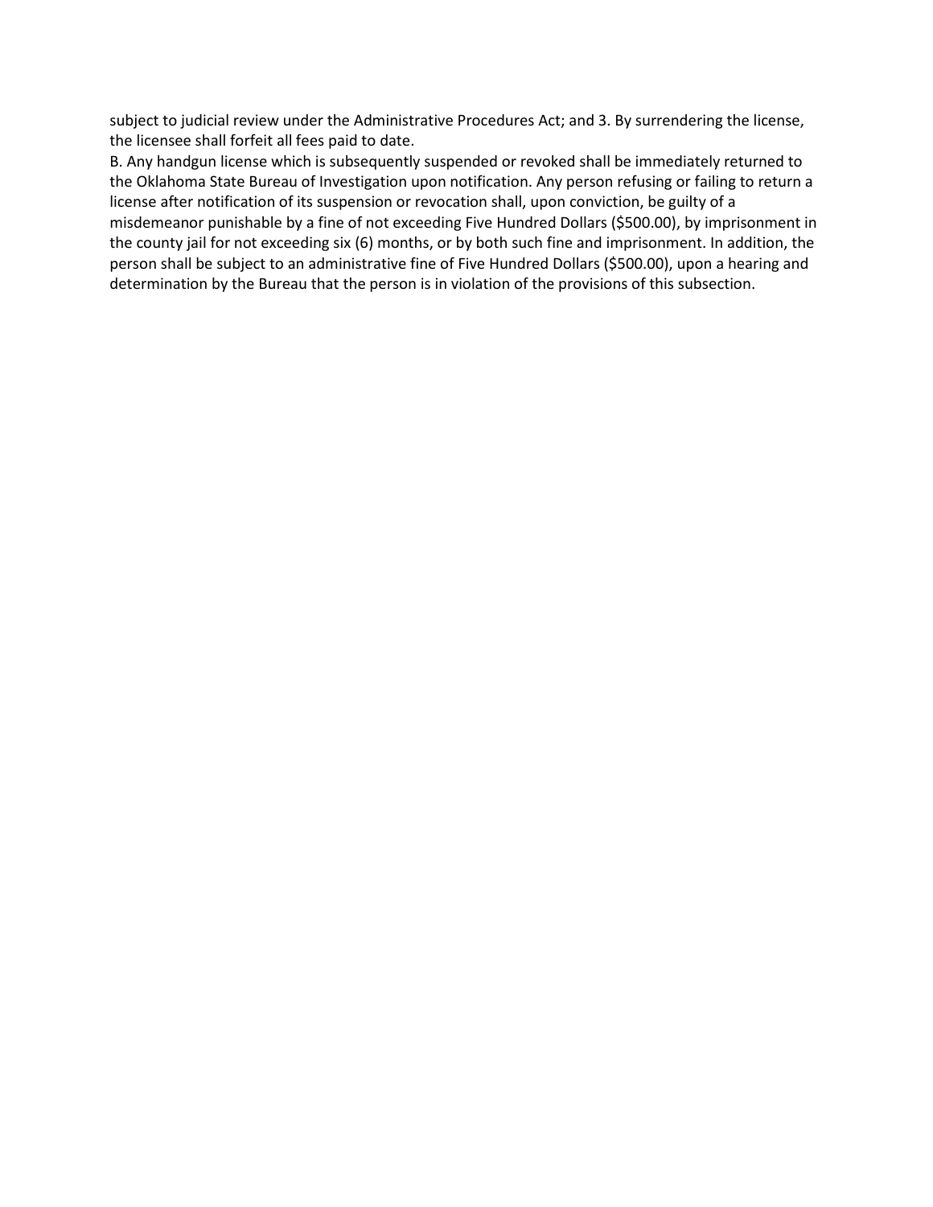subject to judicial review under the Administrative Procedures Act; and 3. By surrendering the license, the licensee shall forfeit all fees paid to date.

B. Any handgun license which is subsequently suspended or revoked shall be immediately returned to the Oklahoma State Bureau of Investigation upon notification. Any person refusing or failing to return a license after notification of its suspension or revocation shall, upon conviction, be guilty of a misdemeanor punishable by a fine of not exceeding Five Hundred Dollars ($500.00), by imprisonment in the county jail for not exceeding six (6) months, or by both such fine and imprisonment. In addition, the person shall be subject to an administrative fine of Five Hundred Dollars ($500.00), upon a hearing and determination by the Bureau that the person is in violation of the provisions of this subsection.